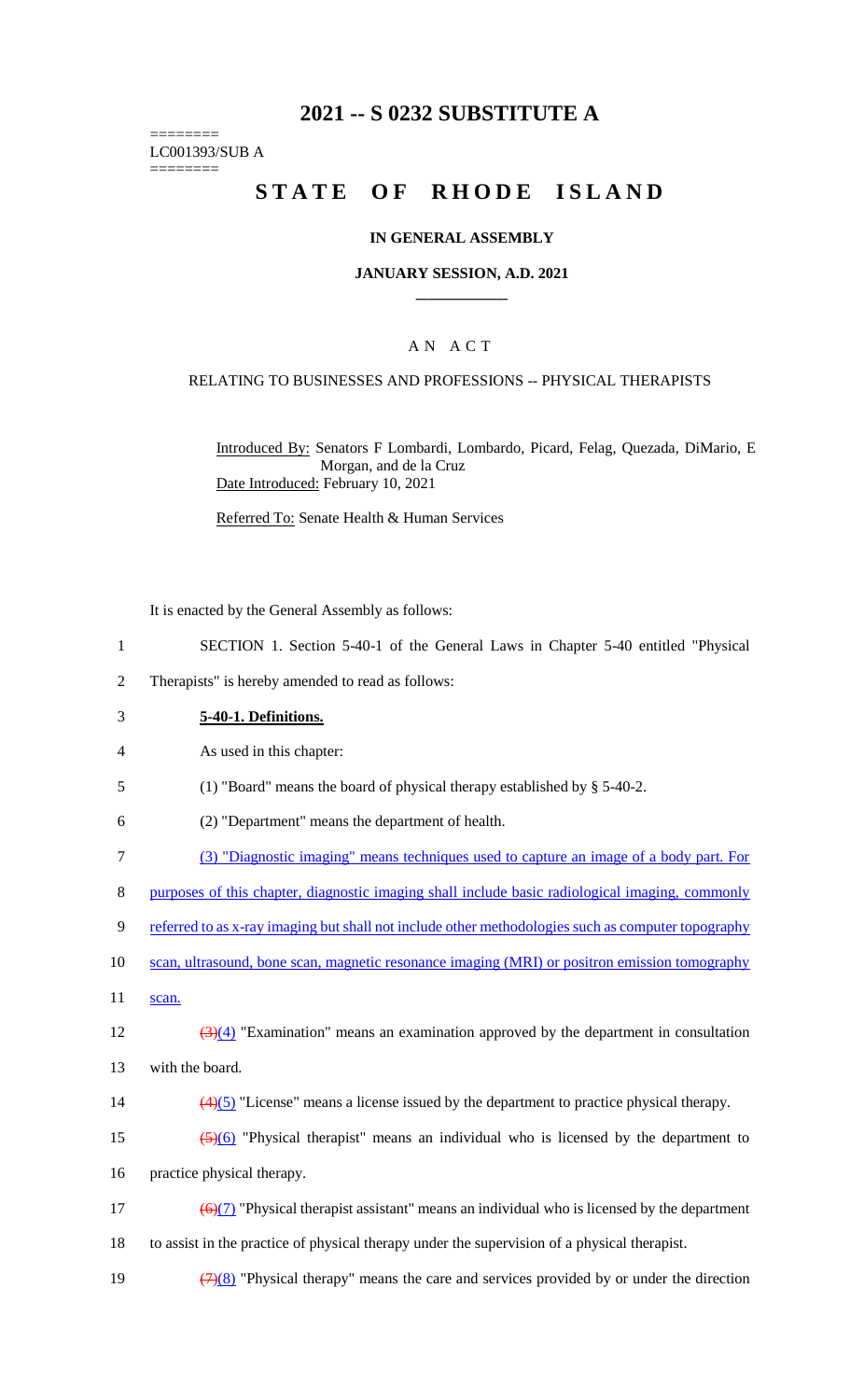# 2021 -- S 0232 SUBSTITUTE A

========
LC001393/SUB A
========

# STATE OF RHODE ISLAND

### IN GENERAL ASSEMBLY

### JANUARY SESSION, A.D. 2021

____________

## A N A C T

### RELATING TO BUSINESSES AND PROFESSIONS -- PHYSICAL THERAPISTS

Introduced By: Senators F Lombardi, Lombardo, Picard, Felag, Quezada, DiMario, E Morgan, and de la Cruz

Date Introduced: February 10, 2021

Referred To: Senate Health & Human Services

It is enacted by the General Assembly as follows:

1 SECTION 1. Section 5-40-1 of the General Laws in Chapter 5-40 entitled "Physical
2 Therapists" is hereby amended to read as follows:

3 **5-40-1. Definitions.**

4 As used in this chapter:

5 (1) "Board" means the board of physical therapy established by § 5-40-2.

6 (2) "Department" means the department of health.

7 (3) "Diagnostic imaging" means techniques used to capture an image of a body part. For
8 purposes of this chapter, diagnostic imaging shall include basic radiological imaging, commonly
9 referred to as x-ray imaging but shall not include other methodologies such as computer topography
10 scan, ultrasound, bone scan, magnetic resonance imaging (MRI) or positron emission tomography
11 scan.

12 ~~(3)~~(4) "Examination" means an examination approved by the department in consultation
13 with the board.

14 ~~(4)~~(5) "License" means a license issued by the department to practice physical therapy.

15 ~~(5)~~(6) "Physical therapist" means an individual who is licensed by the department to
16 practice physical therapy.

17 ~~(6)~~(7) "Physical therapist assistant" means an individual who is licensed by the department
18 to assist in the practice of physical therapy under the supervision of a physical therapist.

19 ~~(7)~~(8) "Physical therapy" means the care and services provided by or under the direction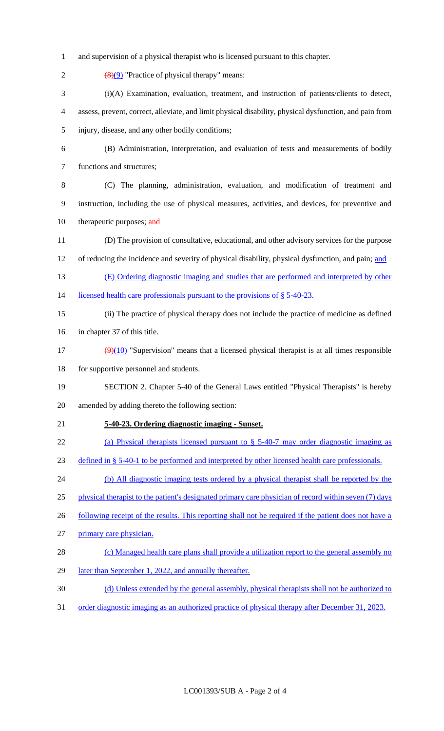and supervision of a physical therapist who is licensed pursuant to this chapter.

~~(8)~~(9) "Practice of physical therapy" means:

(i)(A) Examination, evaluation, treatment, and instruction of patients/clients to detect, assess, prevent, correct, alleviate, and limit physical disability, physical dysfunction, and pain from injury, disease, and any other bodily conditions;

(B) Administration, interpretation, and evaluation of tests and measurements of bodily functions and structures;

(C) The planning, administration, evaluation, and modification of treatment and instruction, including the use of physical measures, activities, and devices, for preventive and therapeutic purposes; ~~and~~

(D) The provision of consultative, educational, and other advisory services for the purpose of reducing the incidence and severity of physical disability, physical dysfunction, and pain; and

(E) Ordering diagnostic imaging and studies that are performed and interpreted by other licensed health care professionals pursuant to the provisions of § 5-40-23.

(ii) The practice of physical therapy does not include the practice of medicine as defined in chapter 37 of this title.

~~(9)~~(10) "Supervision" means that a licensed physical therapist is at all times responsible for supportive personnel and students.

SECTION 2. Chapter 5-40 of the General Laws entitled "Physical Therapists" is hereby amended by adding thereto the following section:

**5-40-23. Ordering diagnostic imaging - Sunset.**

(a) Physical therapists licensed pursuant to § 5-40-7 may order diagnostic imaging as defined in § 5-40-1 to be performed and interpreted by other licensed health care professionals.

(b) All diagnostic imaging tests ordered by a physical therapist shall be reported by the physical therapist to the patient's designated primary care physician of record within seven (7) days following receipt of the results. This reporting shall not be required if the patient does not have a primary care physician.

(c) Managed health care plans shall provide a utilization report to the general assembly no later than September 1, 2022, and annually thereafter.

(d) Unless extended by the general assembly, physical therapists shall not be authorized to order diagnostic imaging as an authorized practice of physical therapy after December 31, 2023.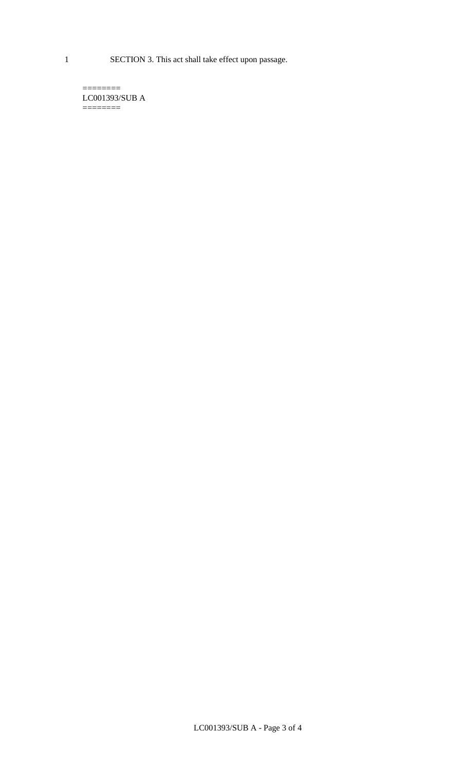SECTION 3. This act shall take effect upon passage.

========
LC001393/SUB A
========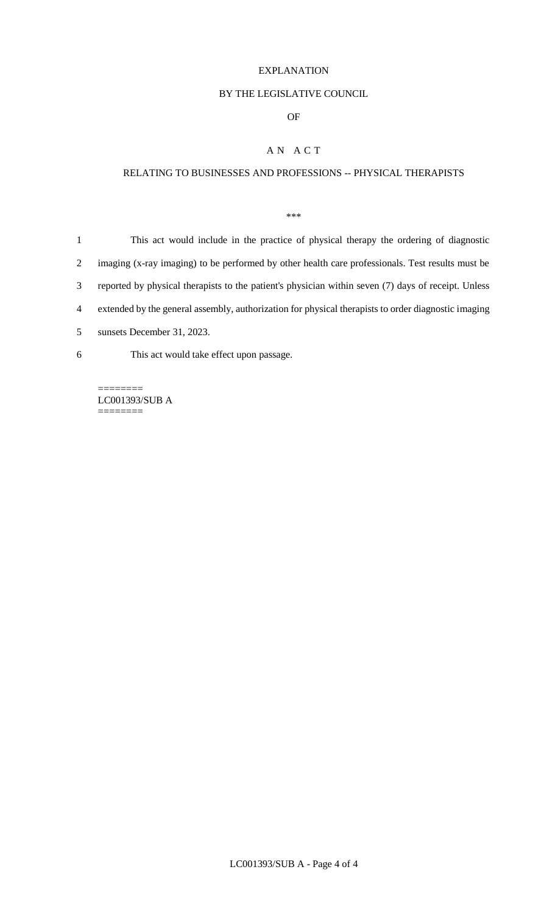EXPLANATION

BY THE LEGISLATIVE COUNCIL

OF

# A N A C T

RELATING TO BUSINESSES AND PROFESSIONS -- PHYSICAL THERAPISTS

\*\*\*

1 This act would include in the practice of physical therapy the ordering of diagnostic
2 imaging (x-ray imaging) to be performed by other health care professionals. Test results must be
3 reported by physical therapists to the patient's physician within seven (7) days of receipt. Unless
4 extended by the general assembly, authorization for physical therapists to order diagnostic imaging
5 sunsets December 31, 2023.

6 This act would take effect upon passage.

========
LC001393/SUB A
========